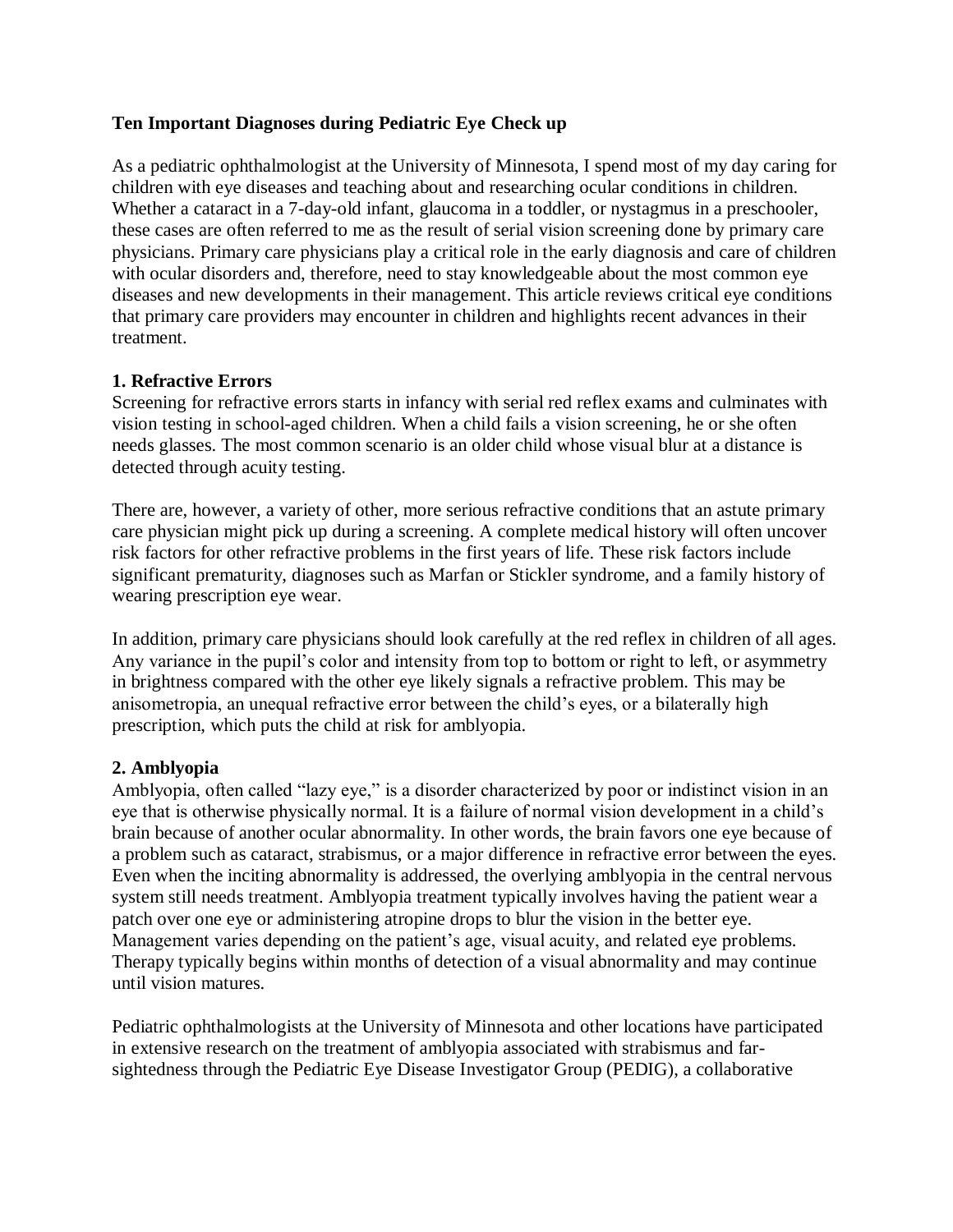# Ten Important Diagnoses during Pediatric Eye Check up

As a pediatric ophthalmologist at the University of Minnesota, I spend most of my day caring for children with eye diseases and teaching about and researching ocular conditions in children. Whether a cataract in a 7-day-old infant, glaucoma in a toddler, or nystagmus in a preschooler, these cases are often referred to me as the result of serial vision screening done by primary care physicians. Primary care physicians play a critical role in the early diagnosis and care of children with ocular disorders and, therefore, need to stay knowledgeable about the most common eye diseases and new developments in their management. This article reviews critical eye conditions that primary care providers may encounter in children and highlights recent advances in their treatment.

## 1. Refractive Errors

Screening for refractive errors starts in infancy with serial red reflex exams and culminates with vision testing in school-aged children. When a child fails a vision screening, he or she often needs glasses. The most common scenario is an older child whose visual blur at a distance is detected through acuity testing.

There are, however, a variety of other, more serious refractive conditions that an astute primary care physician might pick up during a screening. A complete medical history will often uncover risk factors for other refractive problems in the first years of life. These risk factors include significant prematurity, diagnoses such as Marfan or Stickler syndrome, and a family history of wearing prescription eye wear.

In addition, primary care physicians should look carefully at the red reflex in children of all ages. Any variance in the pupil's color and intensity from top to bottom or right to left, or asymmetry in brightness compared with the other eye likely signals a refractive problem. This may be anisometropia, an unequal refractive error between the child's eyes, or a bilaterally high prescription, which puts the child at risk for amblyopia.

## 2. Amblyopia

Amblyopia, often called "lazy eye," is a disorder characterized by poor or indistinct vision in an eye that is otherwise physically normal. It is a failure of normal vision development in a child's brain because of another ocular abnormality. In other words, the brain favors one eye because of a problem such as cataract, strabismus, or a major difference in refractive error between the eyes. Even when the inciting abnormality is addressed, the overlying amblyopia in the central nervous system still needs treatment. Amblyopia treatment typically involves having the patient wear a patch over one eye or administering atropine drops to blur the vision in the better eye. Management varies depending on the patient's age, visual acuity, and related eye problems. Therapy typically begins within months of detection of a visual abnormality and may continue until vision matures.

Pediatric ophthalmologists at the University of Minnesota and other locations have participated in extensive research on the treatment of amblyopia associated with strabismus and far-sightedness through the Pediatric Eye Disease Investigator Group (PEDIG), a collaborative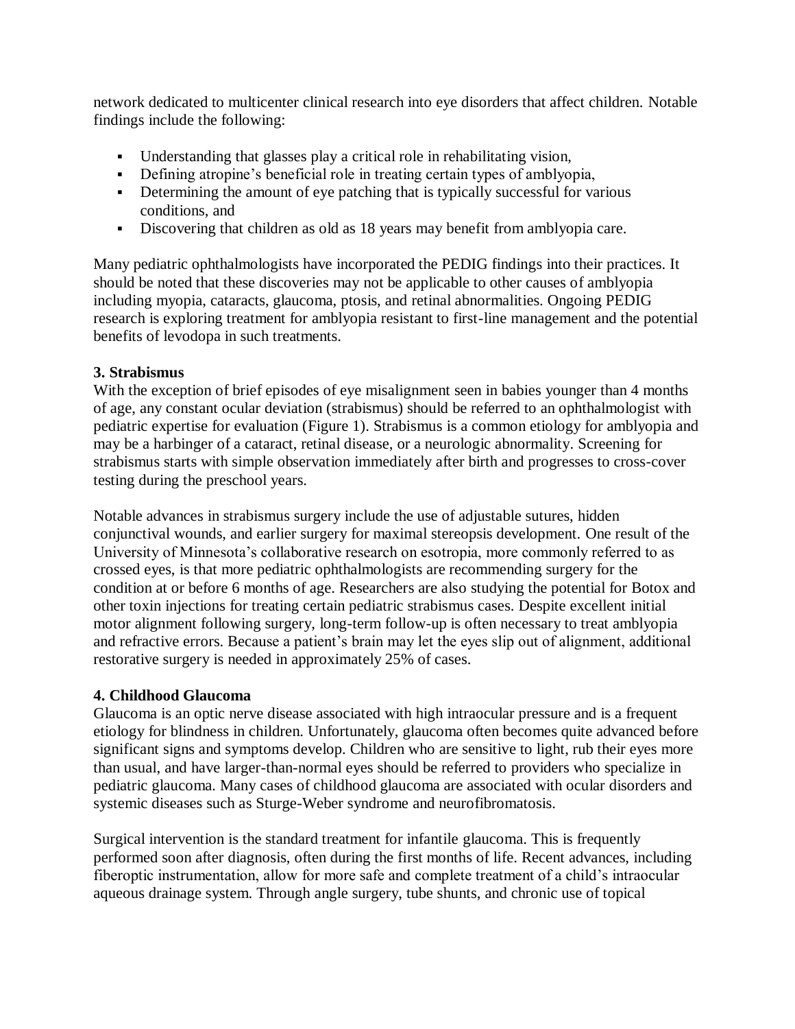network dedicated to multicenter clinical research into eye disorders that affect children. Notable findings include the following:

- Understanding that glasses play a critical role in rehabilitating vision,
- Defining atropine's beneficial role in treating certain types of amblyopia,
- Determining the amount of eye patching that is typically successful for various conditions, and
- Discovering that children as old as 18 years may benefit from amblyopia care.

Many pediatric ophthalmologists have incorporated the PEDIG findings into their practices. It should be noted that these discoveries may not be applicable to other causes of amblyopia including myopia, cataracts, glaucoma, ptosis, and retinal abnormalities. Ongoing PEDIG research is exploring treatment for amblyopia resistant to first-line management and the potential benefits of levodopa in such treatments.

### 3. Strabismus

With the exception of brief episodes of eye misalignment seen in babies younger than 4 months of age, any constant ocular deviation (strabismus) should be referred to an ophthalmologist with pediatric expertise for evaluation (Figure 1). Strabismus is a common etiology for amblyopia and may be a harbinger of a cataract, retinal disease, or a neurologic abnormality. Screening for strabismus starts with simple observation immediately after birth and progresses to cross-cover testing during the preschool years.

Notable advances in strabismus surgery include the use of adjustable sutures, hidden conjunctival wounds, and earlier surgery for maximal stereopsis development. One result of the University of Minnesota's collaborative research on esotropia, more commonly referred to as crossed eyes, is that more pediatric ophthalmologists are recommending surgery for the condition at or before 6 months of age. Researchers are also studying the potential for Botox and other toxin injections for treating certain pediatric strabismus cases. Despite excellent initial motor alignment following surgery, long-term follow-up is often necessary to treat amblyopia and refractive errors. Because a patient's brain may let the eyes slip out of alignment, additional restorative surgery is needed in approximately 25% of cases.

### 4. Childhood Glaucoma

Glaucoma is an optic nerve disease associated with high intraocular pressure and is a frequent etiology for blindness in children. Unfortunately, glaucoma often becomes quite advanced before significant signs and symptoms develop. Children who are sensitive to light, rub their eyes more than usual, and have larger-than-normal eyes should be referred to providers who specialize in pediatric glaucoma. Many cases of childhood glaucoma are associated with ocular disorders and systemic diseases such as Sturge-Weber syndrome and neurofibromatosis.

Surgical intervention is the standard treatment for infantile glaucoma. This is frequently performed soon after diagnosis, often during the first months of life. Recent advances, including fiberoptic instrumentation, allow for more safe and complete treatment of a child's intraocular aqueous drainage system. Through angle surgery, tube shunts, and chronic use of topical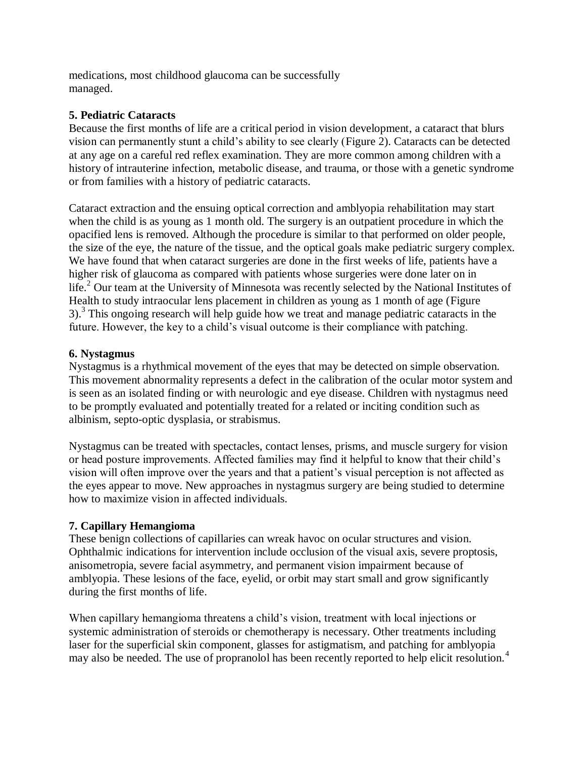medications, most childhood glaucoma can be successfully managed.

### 5. Pediatric Cataracts

Because the first months of life are a critical period in vision development, a cataract that blurs vision can permanently stunt a child's ability to see clearly (Figure 2). Cataracts can be detected at any age on a careful red reflex examination. They are more common among children with a history of intrauterine infection, metabolic disease, and trauma, or those with a genetic syndrome or from families with a history of pediatric cataracts.

Cataract extraction and the ensuing optical correction and amblyopia rehabilitation may start when the child is as young as 1 month old. The surgery is an outpatient procedure in which the opacified lens is removed. Although the procedure is similar to that performed on older people, the size of the eye, the nature of the tissue, and the optical goals make pediatric surgery complex. We have found that when cataract surgeries are done in the first weeks of life, patients have a higher risk of glaucoma as compared with patients whose surgeries were done later on in life.[2] Our team at the University of Minnesota was recently selected by the National Institutes of Health to study intraocular lens placement in children as young as 1 month of age (Figure 3).[3] This ongoing research will help guide how we treat and manage pediatric cataracts in the future. However, the key to a child's visual outcome is their compliance with patching.

### 6. Nystagmus

Nystagmus is a rhythmical movement of the eyes that may be detected on simple observation. This movement abnormality represents a defect in the calibration of the ocular motor system and is seen as an isolated finding or with neurologic and eye disease. Children with nystagmus need to be promptly evaluated and potentially treated for a related or inciting condition such as albinism, septo-optic dysplasia, or strabismus.

Nystagmus can be treated with spectacles, contact lenses, prisms, and muscle surgery for vision or head posture improvements. Affected families may find it helpful to know that their child's vision will often improve over the years and that a patient's visual perception is not affected as the eyes appear to move. New approaches in nystagmus surgery are being studied to determine how to maximize vision in affected individuals.

### 7. Capillary Hemangioma

These benign collections of capillaries can wreak havoc on ocular structures and vision. Ophthalmic indications for intervention include occlusion of the visual axis, severe proptosis, anisometropia, severe facial asymmetry, and permanent vision impairment because of amblyopia. These lesions of the face, eyelid, or orbit may start small and grow significantly during the first months of life.

When capillary hemangioma threatens a child's vision, treatment with local injections or systemic administration of steroids or chemotherapy is necessary. Other treatments including laser for the superficial skin component, glasses for astigmatism, and patching for amblyopia may also be needed. The use of propranolol has been recently reported to help elicit resolution.[4]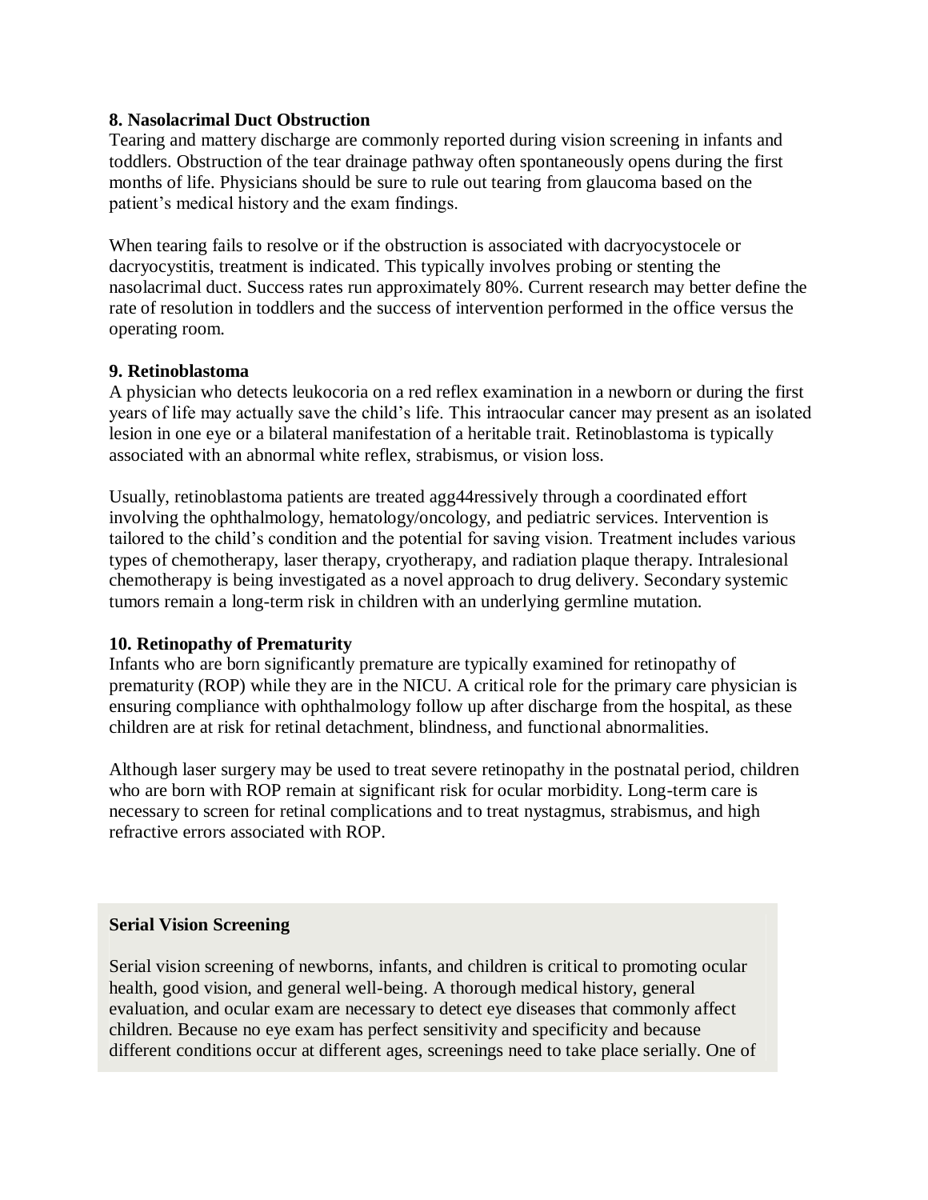**8. Nasolacrimal Duct Obstruction**

Tearing and mattery discharge are commonly reported during vision screening in infants and toddlers. Obstruction of the tear drainage pathway often spontaneously opens during the first months of life. Physicians should be sure to rule out tearing from glaucoma based on the patient's medical history and the exam findings.

When tearing fails to resolve or if the obstruction is associated with dacryocystocele or dacryocystitis, treatment is indicated. This typically involves probing or stenting the nasolacrimal duct. Success rates run approximately 80%. Current research may better define the rate of resolution in toddlers and the success of intervention performed in the office versus the operating room.

**9. Retinoblastoma**

A physician who detects leukocoria on a red reflex examination in a newborn or during the first years of life may actually save the child's life. This intraocular cancer may present as an isolated lesion in one eye or a bilateral manifestation of a heritable trait. Retinoblastoma is typically associated with an abnormal white reflex, strabismus, or vision loss.

Usually, retinoblastoma patients are treated agg44ressively through a coordinated effort involving the ophthalmology, hematology/oncology, and pediatric services. Intervention is tailored to the child's condition and the potential for saving vision. Treatment includes various types of chemotherapy, laser therapy, cryotherapy, and radiation plaque therapy. Intralesional chemotherapy is being investigated as a novel approach to drug delivery. Secondary systemic tumors remain a long-term risk in children with an underlying germline mutation.

**10. Retinopathy of Prematurity**

Infants who are born significantly premature are typically examined for retinopathy of prematurity (ROP) while they are in the NICU. A critical role for the primary care physician is ensuring compliance with ophthalmology follow up after discharge from the hospital, as these children are at risk for retinal detachment, blindness, and functional abnormalities.

Although laser surgery may be used to treat severe retinopathy in the postnatal period, children who are born with ROP remain at significant risk for ocular morbidity. Long-term care is necessary to screen for retinal complications and to treat nystagmus, strabismus, and high refractive errors associated with ROP.

**Serial Vision Screening**

Serial vision screening of newborns, infants, and children is critical to promoting ocular health, good vision, and general well-being. A thorough medical history, general evaluation, and ocular exam are necessary to detect eye diseases that commonly affect children. Because no eye exam has perfect sensitivity and specificity and because different conditions occur at different ages, screenings need to take place serially. One of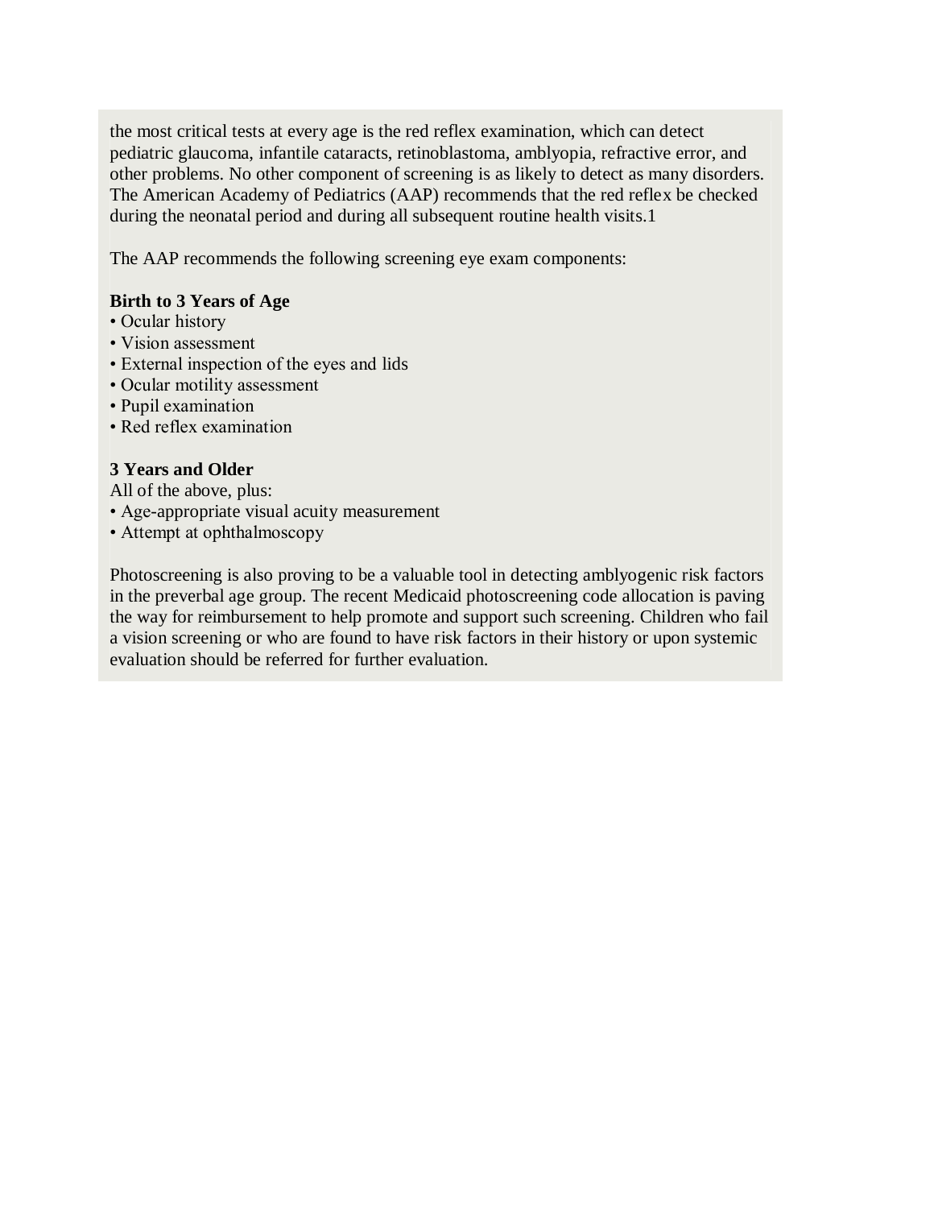the most critical tests at every age is the red reflex examination, which can detect pediatric glaucoma, infantile cataracts, retinoblastoma, amblyopia, refractive error, and other problems. No other component of screening is as likely to detect as many disorders. The American Academy of Pediatrics (AAP) recommends that the red reflex be checked during the neonatal period and during all subsequent routine health visits.[1]

The AAP recommends the following screening eye exam components:

**Birth to 3 Years of Age**

- Ocular history
- Vision assessment
- External inspection of the eyes and lids
- Ocular motility assessment
- Pupil examination
- Red reflex examination

**3 Years and Older**

All of the above, plus:

- Age-appropriate visual acuity measurement
- Attempt at ophthalmoscopy

Photoscreening is also proving to be a valuable tool in detecting amblyogenic risk factors in the preverbal age group. The recent Medicaid photoscreening code allocation is paving the way for reimbursement to help promote and support such screening. Children who fail a vision screening or who are found to have risk factors in their history or upon systemic evaluation should be referred for further evaluation.